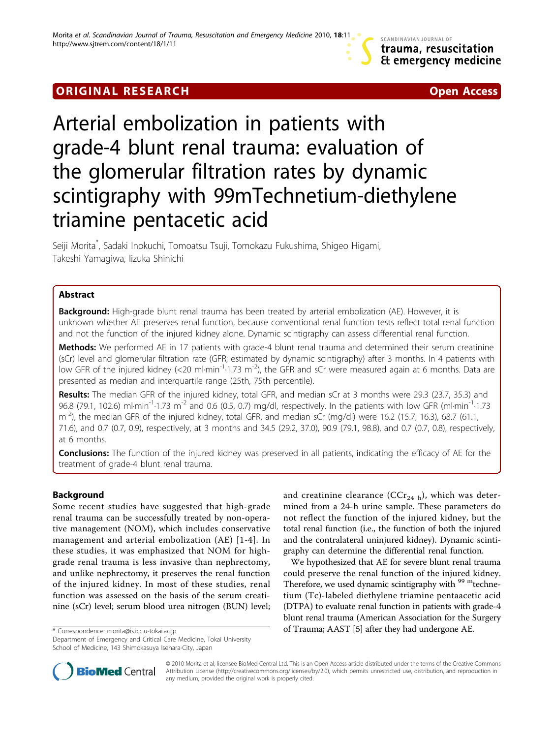ORIGINAL RESEARCH **Open Access**

# Arterial embolization in patients with grade-4 blunt renal trauma: evaluation of the glomerular filtration rates by dynamic scintigraphy with 99mTechnetium-diethylene triamine pentacetic acid

Seiji Morita*, Sadaki Inokuchi, Tomoatsu Tsuji, Tomokazu Fukushima, Shigeo Higami, Takeshi Yamagiwa, Iizuka Shinichi

## Abstract

**Background:** High-grade blunt renal trauma has been treated by arterial embolization (AE). However, it is unknown whether AE preserves renal function, because conventional renal function tests reflect total renal function and not the function of the injured kidney alone. Dynamic scintigraphy can assess differential renal function.

**Methods:** We performed AE in 17 patients with grade-4 blunt renal trauma and determined their serum creatinine (sCr) level and glomerular filtration rate (GFR; estimated by dynamic scintigraphy) after 3 months. In 4 patients with low GFR of the injured kidney (<20 $ml{\cdot}min^{-1}{\cdot}1.73\ m^{-2}$), the GFR and sCr were measured again at 6 months. Data are presented as median and interquartile range (25th, 75th percentile).

**Results:** The median GFR of the injured kidney, total GFR, and median sCr at 3 months were 29.3 (23.7, 35.3) and 96.8 (79.1, 102.6) $ml{\cdot}min^{-1}{\cdot}1.73\ m^{-2}$ and 0.6 (0.5, 0.7) mg/dl, respectively. In the patients with low GFR ($ml{\cdot}min^{-1}{\cdot}1.73\ m^{-2}$), the median GFR of the injured kidney, total GFR, and median sCr (mg/dl) were 16.2 (15.7, 16.3), 68.7 (61.1, 71.6), and 0.7 (0.7, 0.9), respectively, at 3 months and 34.5 (29.2, 37.0), 90.9 (79.1, 98.8), and 0.7 (0.7, 0.8), respectively, at 6 months.

**Conclusions:** The function of the injured kidney was preserved in all patients, indicating the efficacy of AE for the treatment of grade-4 blunt renal trauma.

## Background

Some recent studies have suggested that high-grade renal trauma can be successfully treated by non-operative management (NOM), which includes conservative management and arterial embolization (AE) [1-4]. In these studies, it was emphasized that NOM for high-grade renal trauma is less invasive than nephrectomy, and unlike nephrectomy, it preserves the renal function of the injured kidney. In most of these studies, renal function was assessed on the basis of the serum creatinine (sCr) level; serum blood urea nitrogen (BUN) level; and creatinine clearance ($CCr_{24\ h}$), which was determined from a 24-h urine sample. These parameters do not reflect the function of the injured kidney, but the total renal function (i.e., the function of both the injured and the contralateral uninjured kidney). Dynamic scintigraphy can determine the differential renal function.

We hypothesized that AE for severe blunt renal trauma could preserve the renal function of the injured kidney. Therefore, we used dynamic scintigraphy with $^{99\ m}$technetium (Tc)-labeled diethylene triamine pentaacetic acid (DTPA) to evaluate renal function in patients with grade-4 blunt renal trauma (American Association for the Surgery of Trauma; AAST [5] after they had undergone AE.

* Correspondence: morita@is.icc.u-tokai.ac.jp
Department of Emergency and Critical Care Medicine, Tokai University School of Medicine, 143 Shimokasuya Isehara-City, Japan

© 2010 Morita et al; licensee BioMed Central Ltd. This is an Open Access article distributed under the terms of the Creative Commons Attribution License (http://creativecommons.org/licenses/by/2.0), which permits unrestricted use, distribution, and reproduction in any medium, provided the original work is properly cited.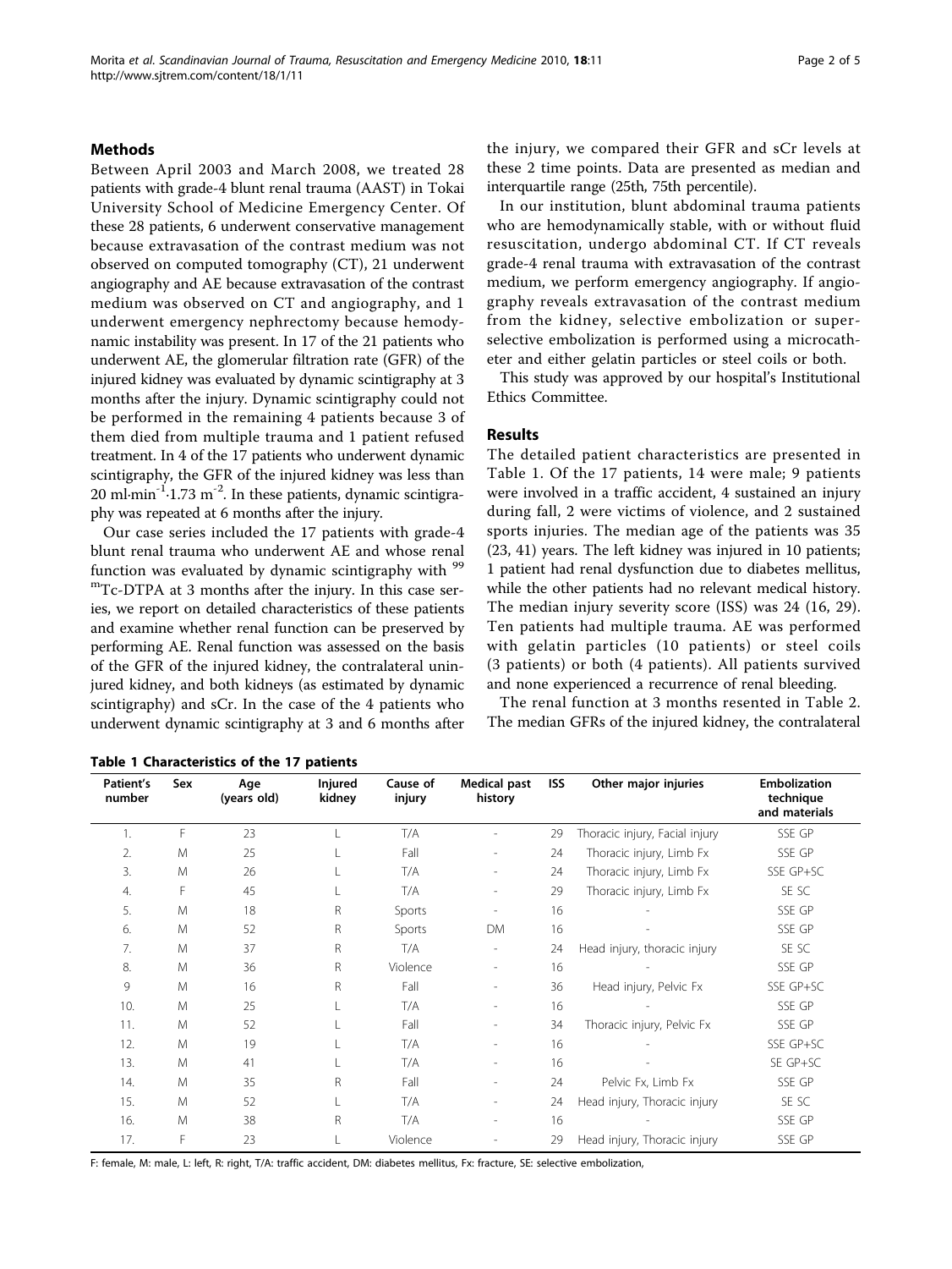## Methods

Between April 2003 and March 2008, we treated 28 patients with grade-4 blunt renal trauma (AAST) in Tokai University School of Medicine Emergency Center. Of these 28 patients, 6 underwent conservative management because extravasation of the contrast medium was not observed on computed tomography (CT), 21 underwent angiography and AE because extravasation of the contrast medium was observed on CT and angiography, and 1 underwent emergency nephrectomy because hemodynamic instability was present. In 17 of the 21 patients who underwent AE, the glomerular filtration rate (GFR) of the injured kidney was evaluated by dynamic scintigraphy at 3 months after the injury. Dynamic scintigraphy could not be performed in the remaining 4 patients because 3 of them died from multiple trauma and 1 patient refused treatment. In 4 of the 17 patients who underwent dynamic scintigraphy, the GFR of the injured kidney was less than 20 $ml \cdot min^{-1} \cdot 1.73\ m^{-2}$. In these patients, dynamic scintigraphy was repeated at 6 months after the injury.

Our case series included the 17 patients with grade-4 blunt renal trauma who underwent AE and whose renal function was evaluated by dynamic scintigraphy with $^{99m}$Tc-DTPA at 3 months after the injury. In this case series, we report on detailed characteristics of these patients and examine whether renal function can be preserved by performing AE. Renal function was assessed on the basis of the GFR of the injured kidney, the contralateral uninjured kidney, and both kidneys (as estimated by dynamic scintigraphy) and sCr. In the case of the 4 patients who underwent dynamic scintigraphy at 3 and 6 months after the injury, we compared their GFR and sCr levels at these 2 time points. Data are presented as median and interquartile range (25th, 75th percentile).

In our institution, blunt abdominal trauma patients who are hemodynamically stable, with or without fluid resuscitation, undergo abdominal CT. If CT reveals grade-4 renal trauma with extravasation of the contrast medium, we perform emergency angiography. If angiography reveals extravasation of the contrast medium from the kidney, selective embolization or superselective embolization is performed using a microcatheter and either gelatin particles or steel coils or both.

This study was approved by our hospital's Institutional Ethics Committee.

## Results

The detailed patient characteristics are presented in Table 1. Of the 17 patients, 14 were male; 9 patients were involved in a traffic accident, 4 sustained an injury during fall, 2 were victims of violence, and 2 sustained sports injuries. The median age of the patients was 35 (23, 41) years. The left kidney was injured in 10 patients; 1 patient had renal dysfunction due to diabetes mellitus, while the other patients had no relevant medical history. The median injury severity score (ISS) was 24 (16, 29). Ten patients had multiple trauma. AE was performed with gelatin particles (10 patients) or steel coils (3 patients) or both (4 patients). All patients survived and none experienced a recurrence of renal bleeding.

The renal function at 3 months resented in Table 2. The median GFRs of the injured kidney, the contralateral

**Table 1 Characteristics of the 17 patients**

| Patient's number | Sex | Age (years old) | Injured kidney | Cause of injury | Medical past history | ISS | Other major injuries | Embolization technique and materials |
|---|---|---|---|---|---|---|---|---|
| 1. | F | 23 | L | T/A | - | 29 | Thoracic injury, Facial injury | SSE GP |
| 2. | M | 25 | L | Fall | - | 24 | Thoracic injury, Limb Fx | SSE GP |
| 3. | M | 26 | L | T/A | - | 24 | Thoracic injury, Limb Fx | SSE GP+SC |
| 4. | F | 45 | L | T/A | - | 29 | Thoracic injury, Limb Fx | SE SC |
| 5. | M | 18 | R | Sports | - | 16 | - | SSE GP |
| 6. | M | 52 | R | Sports | DM | 16 | - | SSE GP |
| 7. | M | 37 | R | T/A | - | 24 | Head injury, thoracic injury | SE SC |
| 8. | M | 36 | R | Violence | - | 16 | - | SSE GP |
| 9 | M | 16 | R | Fall | - | 36 | Head injury, Pelvic Fx | SSE GP+SC |
| 10. | M | 25 | L | T/A | - | 16 | - | SSE GP |
| 11. | M | 52 | L | Fall | - | 34 | Thoracic injury, Pelvic Fx | SSE GP |
| 12. | M | 19 | L | T/A | - | 16 | - | SSE GP+SC |
| 13. | M | 41 | L | T/A | - | 16 | - | SE GP+SC |
| 14. | M | 35 | R | Fall | - | 24 | Pelvic Fx, Limb Fx | SSE GP |
| 15. | M | 52 | L | T/A | - | 24 | Head injury, Thoracic injury | SE SC |
| 16. | M | 38 | R | T/A | - | 16 | - | SSE GP |
| 17. | F | 23 | L | Violence | - | 29 | Head injury, Thoracic injury | SSE GP |

F: female, M: male, L: left, R: right, T/A: traffic accident, DM: diabetes mellitus, Fx: fracture, SE: selective embolization,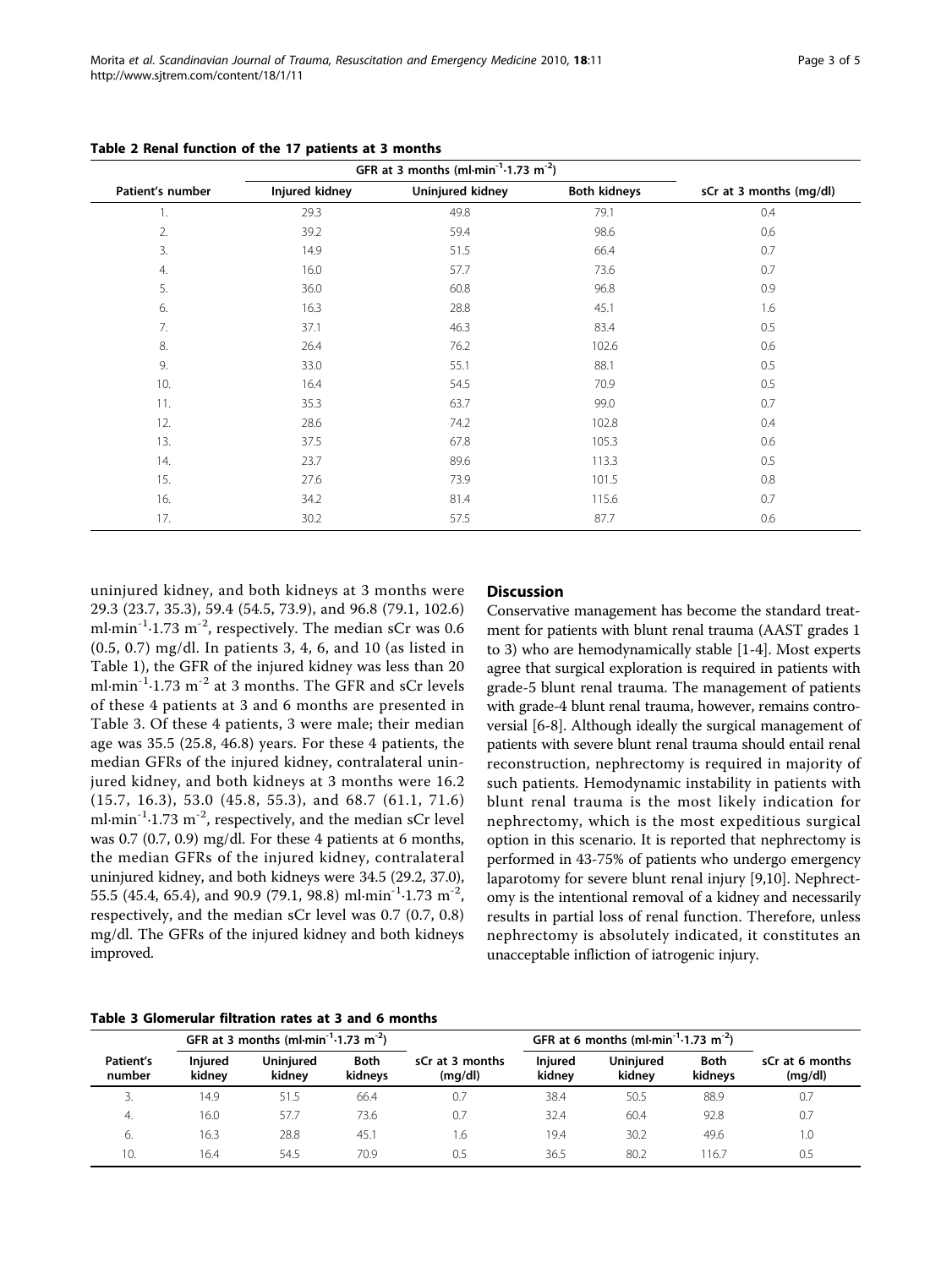**Table 2 Renal function of the 17 patients at 3 months**

| Patient's number | GFR at 3 months (ml·min$^{-1}$·1.73 m$^{-2}$) | | | sCr at 3 months (mg/dl) |
|---|---|---|---|---|
| | Injured kidney | Uninjured kidney | Both kidneys | |
| 1. | 29.3 | 49.8 | 79.1 | 0.4 |
| 2. | 39.2 | 59.4 | 98.6 | 0.6 |
| 3. | 14.9 | 51.5 | 66.4 | 0.7 |
| 4. | 16.0 | 57.7 | 73.6 | 0.7 |
| 5. | 36.0 | 60.8 | 96.8 | 0.9 |
| 6. | 16.3 | 28.8 | 45.1 | 1.6 |
| 7. | 37.1 | 46.3 | 83.4 | 0.5 |
| 8. | 26.4 | 76.2 | 102.6 | 0.6 |
| 9. | 33.0 | 55.1 | 88.1 | 0.5 |
| 10. | 16.4 | 54.5 | 70.9 | 0.5 |
| 11. | 35.3 | 63.7 | 99.0 | 0.7 |
| 12. | 28.6 | 74.2 | 102.8 | 0.4 |
| 13. | 37.5 | 67.8 | 105.3 | 0.6 |
| 14. | 23.7 | 89.6 | 113.3 | 0.5 |
| 15. | 27.6 | 73.9 | 101.5 | 0.8 |
| 16. | 34.2 | 81.4 | 115.6 | 0.7 |
| 17. | 30.2 | 57.5 | 87.7 | 0.6 |

uninjured kidney, and both kidneys at 3 months were 29.3 (23.7, 35.3), 59.4 (54.5, 73.9), and 96.8 (79.1, 102.6) ml·min$^{-1}$·1.73 m$^{-2}$, respectively. The median sCr was 0.6 (0.5, 0.7) mg/dl. In patients 3, 4, 6, and 10 (as listed in Table 1), the GFR of the injured kidney was less than 20 ml·min$^{-1}$·1.73 m$^{-2}$ at 3 months. The GFR and sCr levels of these 4 patients at 3 and 6 months are presented in Table 3. Of these 4 patients, 3 were male; their median age was 35.5 (25.8, 46.8) years. For these 4 patients, the median GFRs of the injured kidney, contralateral uninjured kidney, and both kidneys at 3 months were 16.2 (15.7, 16.3), 53.0 (45.8, 55.3), and 68.7 (61.1, 71.6) ml·min$^{-1}$·1.73 m$^{-2}$, respectively, and the median sCr level was 0.7 (0.7, 0.9) mg/dl. For these 4 patients at 6 months, the median GFRs of the injured kidney, contralateral uninjured kidney, and both kidneys were 34.5 (29.2, 37.0), 55.5 (45.4, 65.4), and 90.9 (79.1, 98.8) ml·min$^{-1}$·1.73 m$^{-2}$, respectively, and the median sCr level was 0.7 (0.7, 0.8) mg/dl. The GFRs of the injured kidney and both kidneys improved.

## Discussion

Conservative management has become the standard treatment for patients with blunt renal trauma (AAST grades 1 to 3) who are hemodynamically stable [1-4]. Most experts agree that surgical exploration is required in patients with grade-5 blunt renal trauma. The management of patients with grade-4 blunt renal trauma, however, remains controversial [6-8]. Although ideally the surgical management of patients with severe blunt renal trauma should entail renal reconstruction, nephrectomy is required in majority of such patients. Hemodynamic instability in patients with blunt renal trauma is the most likely indication for nephrectomy, which is the most expeditious surgical option in this scenario. It is reported that nephrectomy is performed in 43-75% of patients who undergo emergency laparotomy for severe blunt renal injury [9,10]. Nephrectomy is the intentional removal of a kidney and necessarily results in partial loss of renal function. Therefore, unless nephrectomy is absolutely indicated, it constitutes an unacceptable infliction of iatrogenic injury.

**Table 3 Glomerular filtration rates at 3 and 6 months**

| Patient's number | GFR at 3 months (ml·min$^{-1}$·1.73 m$^{-2}$) | | | sCr at 3 months (mg/dl) | GFR at 6 months (ml·min$^{-1}$·1.73 m$^{-2}$) | | | sCr at 6 months (mg/dl) |
|---|---|---|---|---|---|---|---|---|
| | Injured kidney | Uninjured kidney | Both kidneys | | Injured kidney | Uninjured kidney | Both kidneys | |
| 3. | 14.9 | 51.5 | 66.4 | 0.7 | 38.4 | 50.5 | 88.9 | 0.7 |
| 4. | 16.0 | 57.7 | 73.6 | 0.7 | 32.4 | 60.4 | 92.8 | 0.7 |
| 6. | 16.3 | 28.8 | 45.1 | 1.6 | 19.4 | 30.2 | 49.6 | 1.0 |
| 10. | 16.4 | 54.5 | 70.9 | 0.5 | 36.5 | 80.2 | 116.7 | 0.5 |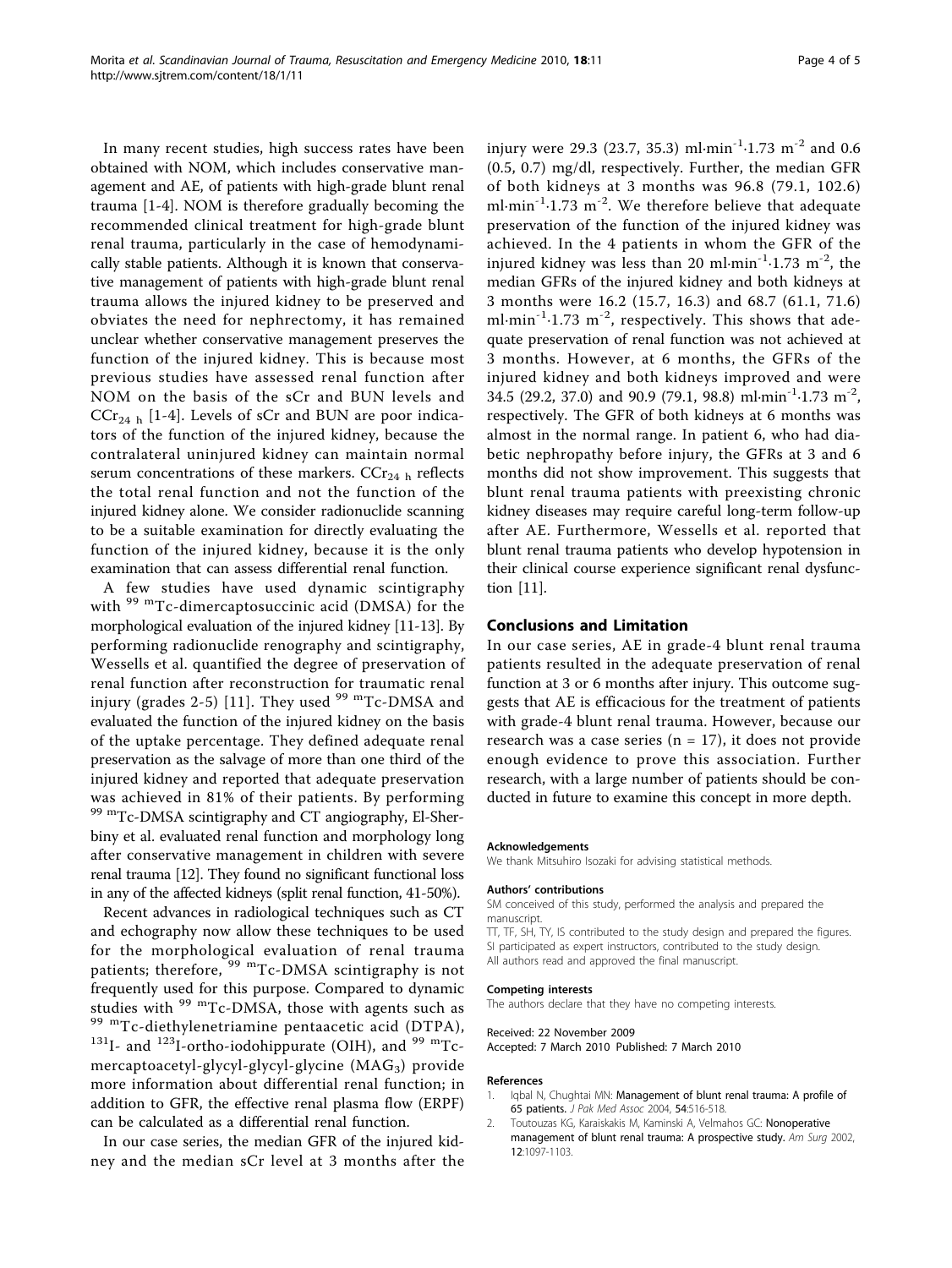In many recent studies, high success rates have been obtained with NOM, which includes conservative management and AE, of patients with high-grade blunt renal trauma [1-4]. NOM is therefore gradually becoming the recommended clinical treatment for high-grade blunt renal trauma, particularly in the case of hemodynamically stable patients. Although it is known that conservative management of patients with high-grade blunt renal trauma allows the injured kidney to be preserved and obviates the need for nephrectomy, it has remained unclear whether conservative management preserves the function of the injured kidney. This is because most previous studies have assessed renal function after NOM on the basis of the sCr and BUN levels and $CCr_{24\ h}$ [1-4]. Levels of sCr and BUN are poor indicators of the function of the injured kidney, because the contralateral uninjured kidney can maintain normal serum concentrations of these markers. $CCr_{24\ h}$ reflects the total renal function and not the function of the injured kidney alone. We consider radionuclide scanning to be a suitable examination for directly evaluating the function of the injured kidney, because it is the only examination that can assess differential renal function.

A few studies have used dynamic scintigraphy with $^{99\ m}$Tc-dimercaptosuccinic acid (DMSA) for the morphological evaluation of the injured kidney [11-13]. By performing radionuclide renography and scintigraphy, Wessells et al. quantified the degree of preservation of renal function after reconstruction for traumatic renal injury (grades 2-5) [11]. They used $^{99\ m}$Tc-DMSA and evaluated the function of the injured kidney on the basis of the uptake percentage. They defined adequate renal preservation as the salvage of more than one third of the injured kidney and reported that adequate preservation was achieved in 81% of their patients. By performing $^{99\ m}$Tc-DMSA scintigraphy and CT angiography, El-Sherbiny et al. evaluated renal function and morphology long after conservative management in children with severe renal trauma [12]. They found no significant functional loss in any of the affected kidneys (split renal function, 41-50%).

Recent advances in radiological techniques such as CT and echography now allow these techniques to be used for the morphological evaluation of renal trauma patients; therefore, $^{99\ m}$Tc-DMSA scintigraphy is not frequently used for this purpose. Compared to dynamic studies with $^{99\ m}$Tc-DMSA, those with agents such as $^{99\ m}$Tc-diethylenetriamine pentaacetic acid (DTPA), $^{131}$I- and $^{123}$I-ortho-iodohippurate (OIH), and $^{99\ m}$Tc-mercaptoacetyl-glycyl-glycyl-glycine ($MAG_3$) provide more information about differential renal function; in addition to GFR, the effective renal plasma flow (ERPF) can be calculated as a differential renal function.

In our case series, the median GFR of the injured kidney and the median sCr level at 3 months after the injury were 29.3 (23.7, 35.3) $ml{\cdot}min^{-1}{\cdot}1.73\ m^{-2}$ and 0.6 (0.5, 0.7) mg/dl, respectively. Further, the median GFR of both kidneys at 3 months was 96.8 (79.1, 102.6) $ml{\cdot}min^{-1}{\cdot}1.73\ m^{-2}$. We therefore believe that adequate preservation of the function of the injured kidney was achieved. In the 4 patients in whom the GFR of the injured kidney was less than 20 $ml{\cdot}min^{-1}{\cdot}1.73\ m^{-2}$, the median GFRs of the injured kidney and both kidneys at 3 months were 16.2 (15.7, 16.3) and 68.7 (61.1, 71.6) $ml{\cdot}min^{-1}{\cdot}1.73\ m^{-2}$, respectively. This shows that adequate preservation of renal function was not achieved at 3 months. However, at 6 months, the GFRs of the injured kidney and both kidneys improved and were 34.5 (29.2, 37.0) and 90.9 (79.1, 98.8) $ml{\cdot}min^{-1}{\cdot}1.73\ m^{-2}$, respectively. The GFR of both kidneys at 6 months was almost in the normal range. In patient 6, who had diabetic nephropathy before injury, the GFRs at 3 and 6 months did not show improvement. This suggests that blunt renal trauma patients with preexisting chronic kidney diseases may require careful long-term follow-up after AE. Furthermore, Wessells et al. reported that blunt renal trauma patients who develop hypotension in their clinical course experience significant renal dysfunction [11].

## Conclusions and Limitation

In our case series, AE in grade-4 blunt renal trauma patients resulted in the adequate preservation of renal function at 3 or 6 months after injury. This outcome suggests that AE is efficacious for the treatment of patients with grade-4 blunt renal trauma. However, because our research was a case series (n = 17), it does not provide enough evidence to prove this association. Further research, with a large number of patients should be conducted in future to examine this concept in more depth.

#### Acknowledgements

We thank Mitsuhiro Isozaki for advising statistical methods.

#### Authors' contributions

SM conceived of this study, performed the analysis and prepared the manuscript.
TT, TF, SH, TY, IS contributed to the study design and prepared the figures.
SI participated as expert instructors, contributed to the study design.
All authors read and approved the final manuscript.

#### Competing interests

The authors declare that they have no competing interests.

Received: 22 November 2009
Accepted: 7 March 2010 Published: 7 March 2010

#### References

1. Iqbal N, Chughtai MN: **Management of blunt renal trauma: A profile of 65 patients.** *J Pak Med Assoc* 2004, **54**:516-518.
2. Toutouzas KG, Karaiskakis M, Kaminski A, Velmahos GC: **Nonoperative management of blunt renal trauma: A prospective study.** *Am Surg* 2002, **12**:1097-1103.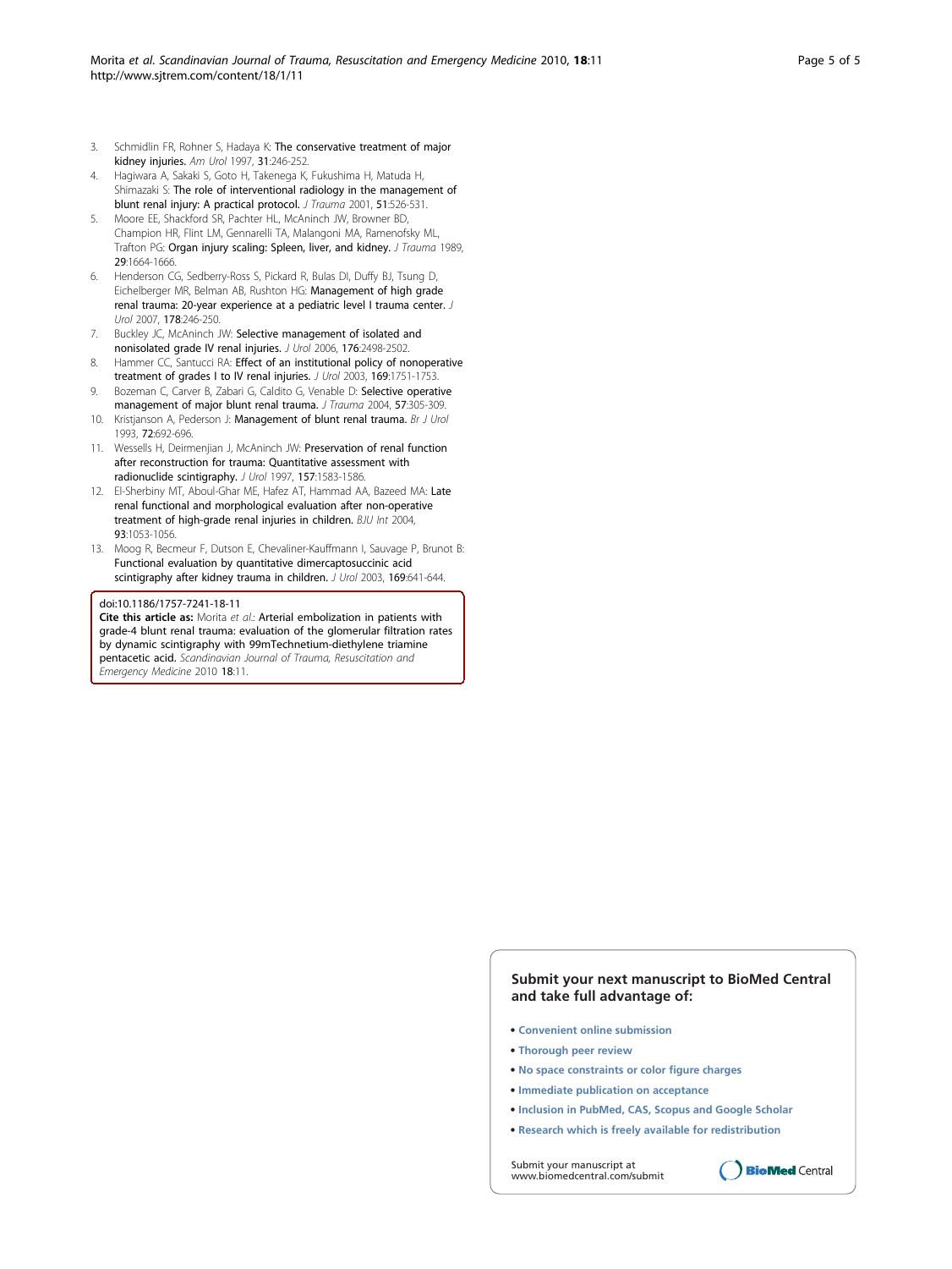3. Schmidlin FR, Rohner S, Hadaya K: The conservative treatment of major kidney injuries. *Am Urol* 1997, **31**:246-252.
4. Hagiwara A, Sakaki S, Goto H, Takenega K, Fukushima H, Matuda H, Shimazaki S: The role of interventional radiology in the management of blunt renal injury: A practical protocol. *J Trauma* 2001, **51**:526-531.
5. Moore EE, Shackford SR, Pachter HL, McAninch JW, Browner BD, Champion HR, Flint LM, Gennarelli TA, Malangoni MA, Ramenofsky ML, Trafton PG: Organ injury scaling: Spleen, liver, and kidney. *J Trauma* 1989, **29**:1664-1666.
6. Henderson CG, Sedberry-Ross S, Pickard R, Bulas DI, Duffy BJ, Tsung D, Eichelberger MR, Belman AB, Rushton HG: Management of high grade renal trauma: 20-year experience at a pediatric level I trauma center. *J Urol* 2007, **178**:246-250.
7. Buckley JC, McAninch JW: Selective management of isolated and nonisolated grade IV renal injuries. *J Urol* 2006, **176**:2498-2502.
8. Hammer CC, Santucci RA: Effect of an institutional policy of nonoperative treatment of grades I to IV renal injuries. *J Urol* 2003, **169**:1751-1753.
9. Bozeman C, Carver B, Zabari G, Caldito G, Venable D: Selective operative management of major blunt renal trauma. *J Trauma* 2004, **57**:305-309.
10. Kristjanson A, Pederson J: Management of blunt renal trauma. *Br J Urol* 1993, **72**:692-696.
11. Wessells H, Deirmenjian J, McAninch JW: Preservation of renal function after reconstruction for trauma: Quantitative assessment with radionuclide scintigraphy. *J Urol* 1997, **157**:1583-1586.
12. El-Sherbiny MT, Aboul-Ghar ME, Hafez AT, Hammad AA, Bazeed MA: Late renal functional and morphological evaluation after non-operative treatment of high-grade renal injuries in children. *BJU Int* 2004, **93**:1053-1056.
13. Moog R, Becmeur F, Dutson E, Chevaliner-Kauffmann I, Sauvage P, Brunot B: Functional evaluation by quantitative dimercaptosuccinic acid scintigraphy after kidney trauma in children. *J Urol* 2003, **169**:641-644.

doi:10.1186/1757-7241-18-11

**Cite this article as:** Morita *et al.*: Arterial embolization in patients with grade-4 blunt renal trauma: evaluation of the glomerular filtration rates by dynamic scintigraphy with 99mTechnetium-diethylene triamine pentacetic acid. *Scandinavian Journal of Trauma, Resuscitation and Emergency Medicine* 2010 **18**:11.

**Submit your next manuscript to BioMed Central and take full advantage of:**

- Convenient online submission
- Thorough peer review
- No space constraints or color figure charges
- Immediate publication on acceptance
- Inclusion in PubMed, CAS, Scopus and Google Scholar
- Research which is freely available for redistribution

Submit your manuscript at www.biomedcentral.com/submit

BioMed Central